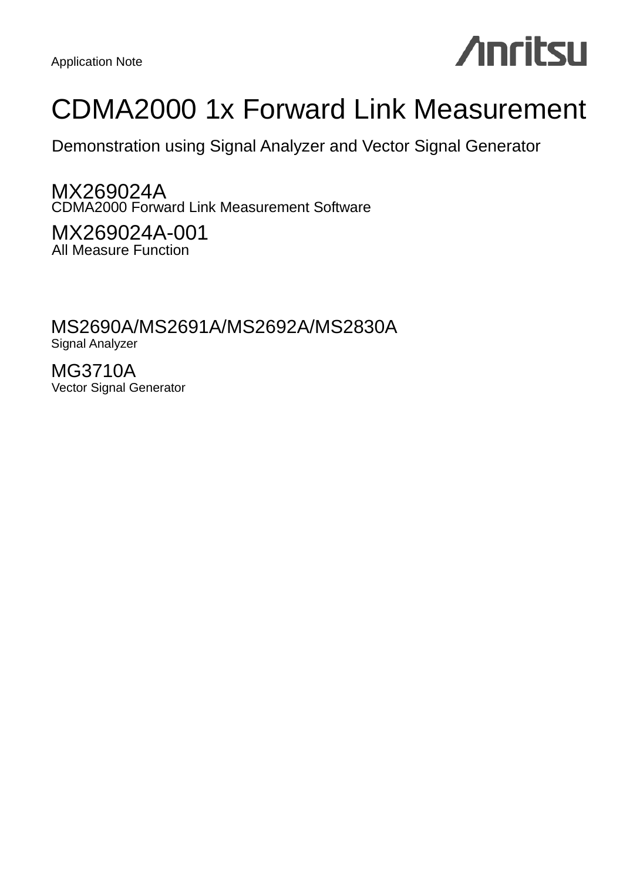Application Note

# CDMA2000 1x Forward Link Measurement

Demonstration using Signal Analyzer and Vector Signal Generator

MX269024A
CDMA2000 Forward Link Measurement Software

MX269024A-001
All Measure Function

MS2690A/MS2691A/MS2692A/MS2830A
Signal Analyzer

MG3710A
Vector Signal Generator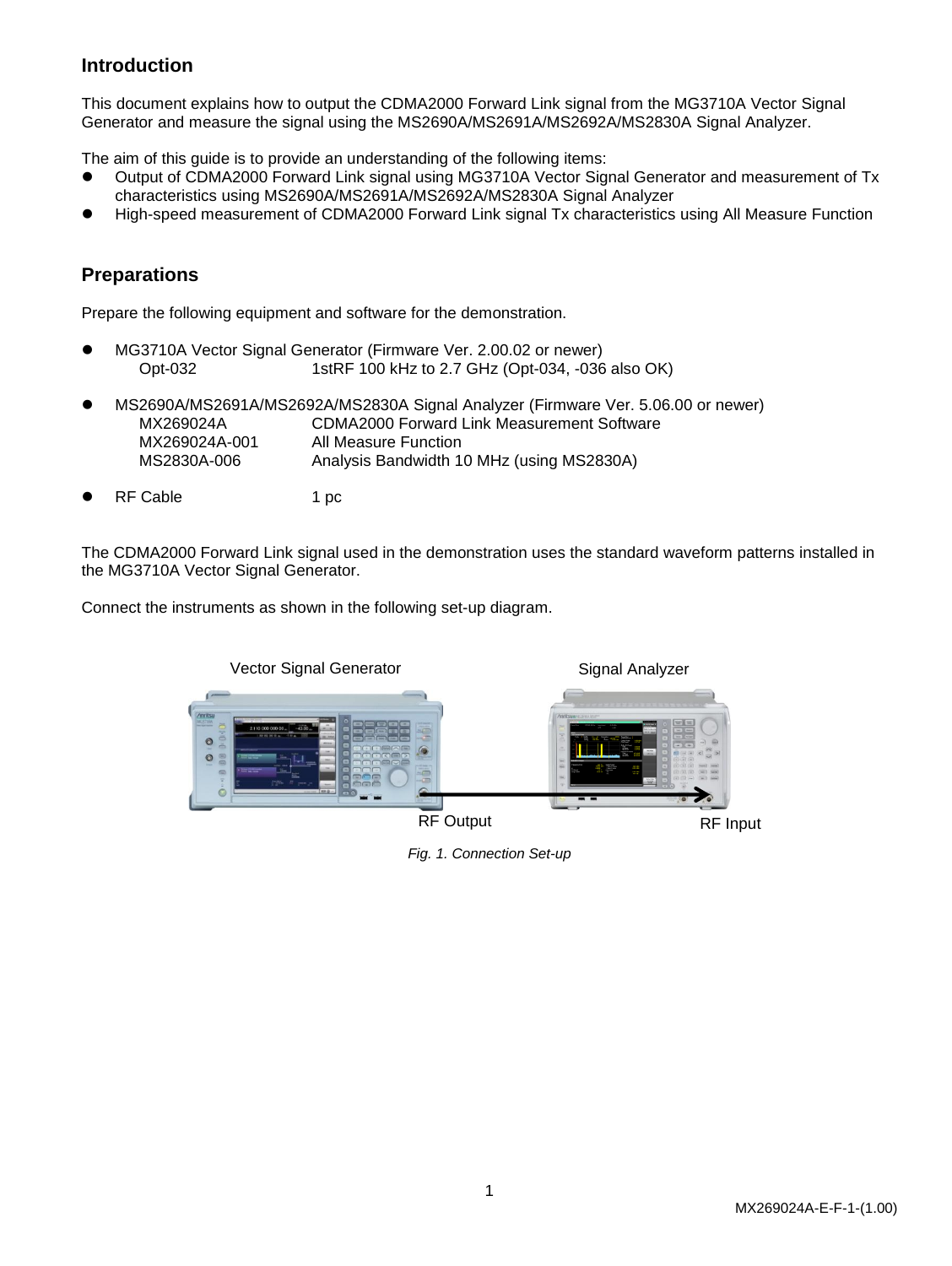## Introduction

This document explains how to output the CDMA2000 Forward Link signal from the MG3710A Vector Signal Generator and measure the signal using the MS2690A/MS2691A/MS2692A/MS2830A Signal Analyzer.

The aim of this guide is to provide an understanding of the following items:

- Output of CDMA2000 Forward Link signal using MG3710A Vector Signal Generator and measurement of Tx characteristics using MS2690A/MS2691A/MS2692A/MS2830A Signal Analyzer
- High-speed measurement of CDMA2000 Forward Link signal Tx characteristics using All Measure Function

## Preparations

Prepare the following equipment and software for the demonstration.

- MG3710A Vector Signal Generator (Firmware Ver. 2.00.02 or newer)
  - Opt-032 1stRF 100 kHz to 2.7 GHz (Opt-034, -036 also OK)
- MS2690A/MS2691A/MS2692A/MS2830A Signal Analyzer (Firmware Ver. 5.06.00 or newer)
  - MX269024A CDMA2000 Forward Link Measurement Software
  - MX269024A-001 All Measure Function
  - MS2830A-006 Analysis Bandwidth 10 MHz (using MS2830A)
- RF Cable 1 pc

The CDMA2000 Forward Link signal used in the demonstration uses the standard waveform patterns installed in the MG3710A Vector Signal Generator.

Connect the instruments as shown in the following set-up diagram.

Vector Signal Generator | Signal Analyzer

RF Output | RF Input

*Fig. 1. Connection Set-up*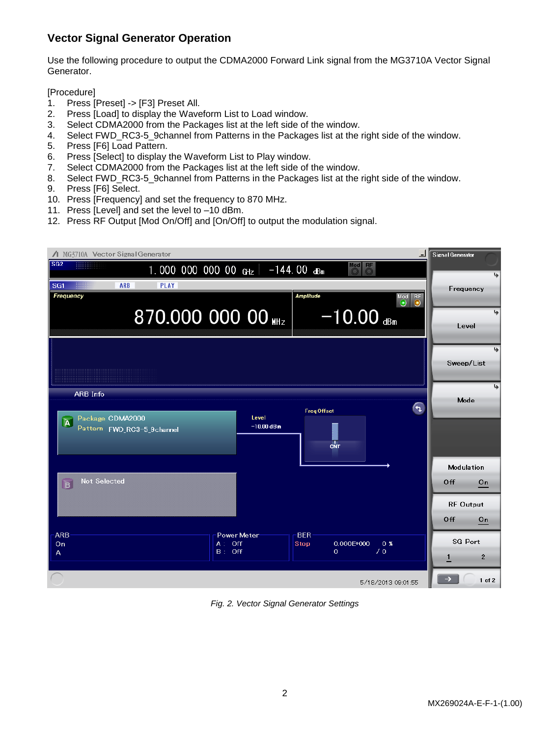## Vector Signal Generator Operation

Use the following procedure to output the CDMA2000 Forward Link signal from the MG3710A Vector Signal Generator.

[Procedure]

1. Press [Preset] -> [F3] Preset All.
2. Press [Load] to display the Waveform List to Load window.
3. Select CDMA2000 from the Packages list at the left side of the window.
4. Select FWD_RC3-5_9channel from Patterns in the Packages list at the right side of the window.
5. Press [F6] Load Pattern.
6. Press [Select] to display the Waveform List to Play window.
7. Select CDMA2000 from the Packages list at the left side of the window.
8. Select FWD_RC3-5_9channel from Patterns in the Packages list at the right side of the window.
9. Press [F6] Select.
10. Press [Frequency] and set the frequency to 870 MHz.
11. Press [Level] and set the level to –10 dBm.
12. Press RF Output [Mod On/Off] and [On/Off] to output the modulation signal.

*Fig. 2. Vector Signal Generator Settings*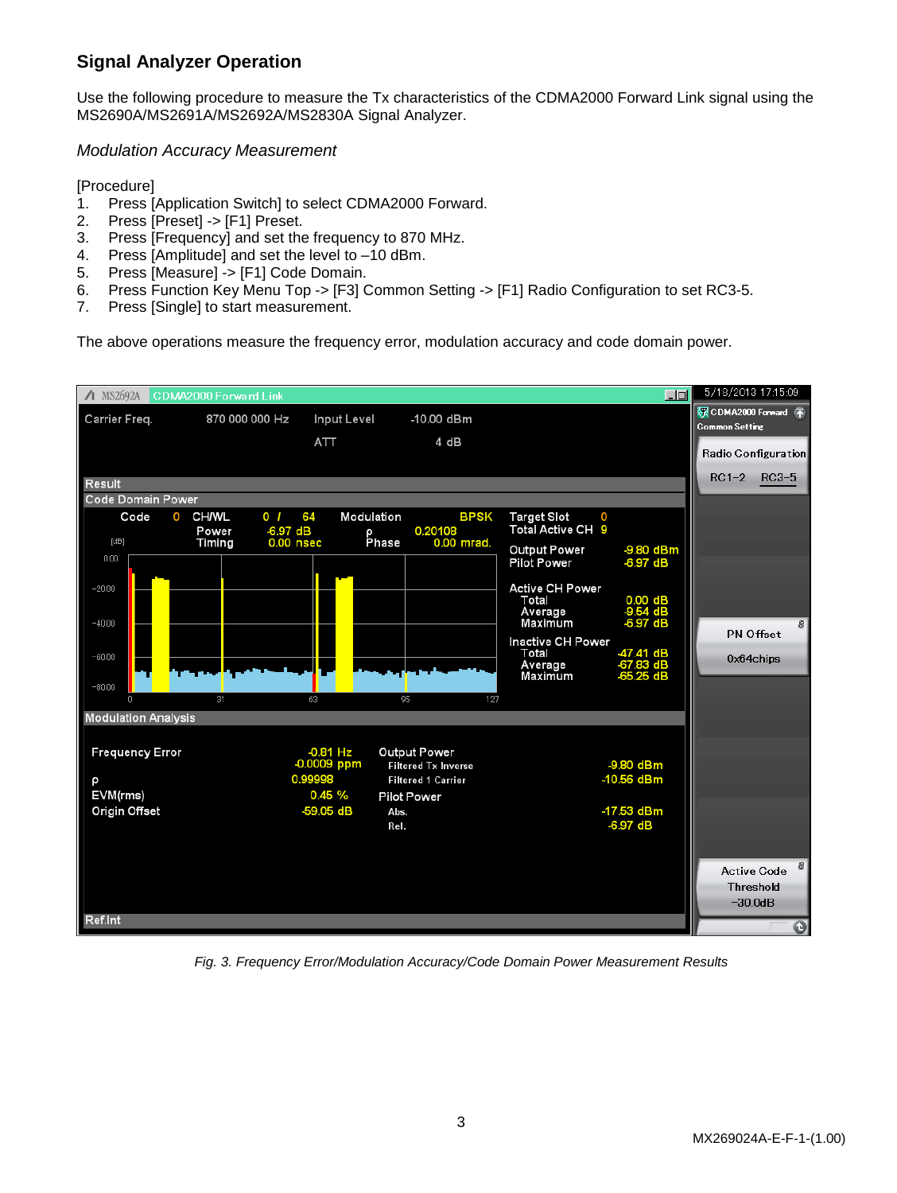## Signal Analyzer Operation

Use the following procedure to measure the Tx characteristics of the CDMA2000 Forward Link signal using the MS2690A/MS2691A/MS2692A/MS2830A Signal Analyzer.

### *Modulation Accuracy Measurement*

[Procedure]

1. Press [Application Switch] to select CDMA2000 Forward.
2. Press [Preset] -> [F1] Preset.
3. Press [Frequency] and set the frequency to 870 MHz.
4. Press [Amplitude] and set the level to –10 dBm.
5. Press [Measure] -> [F1] Code Domain.
6. Press Function Key Menu Top -> [F3] Common Setting -> [F1] Radio Configuration to set RC3-5.
7. Press [Single] to start measurement.

The above operations measure the frequency error, modulation accuracy and code domain power.

*Fig. 3. Frequency Error/Modulation Accuracy/Code Domain Power Measurement Results*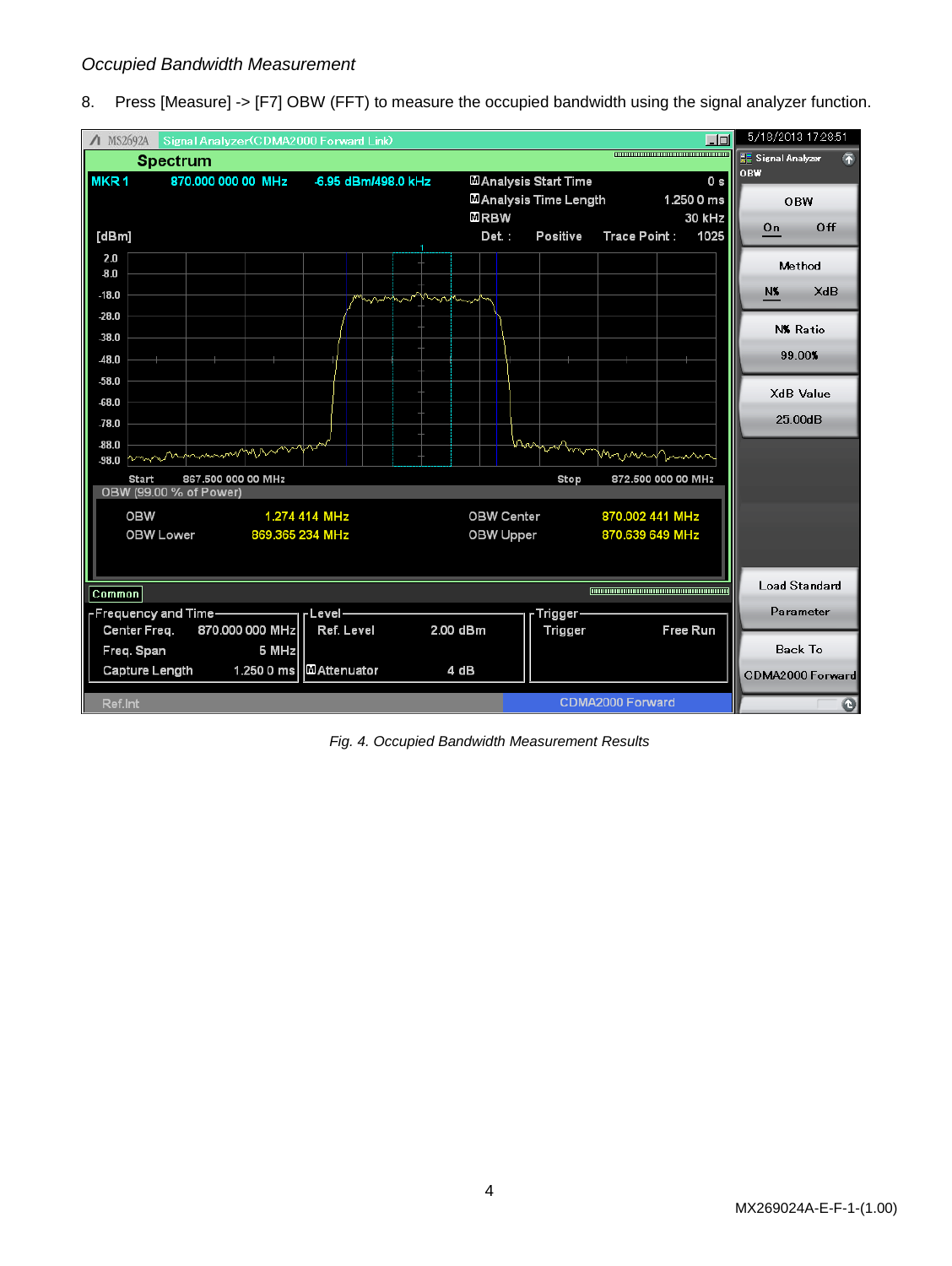*Occupied Bandwidth Measurement*

8. Press [Measure] -> [F7] OBW (FFT) to measure the occupied bandwidth using the signal analyzer function.

*Fig. 4. Occupied Bandwidth Measurement Results*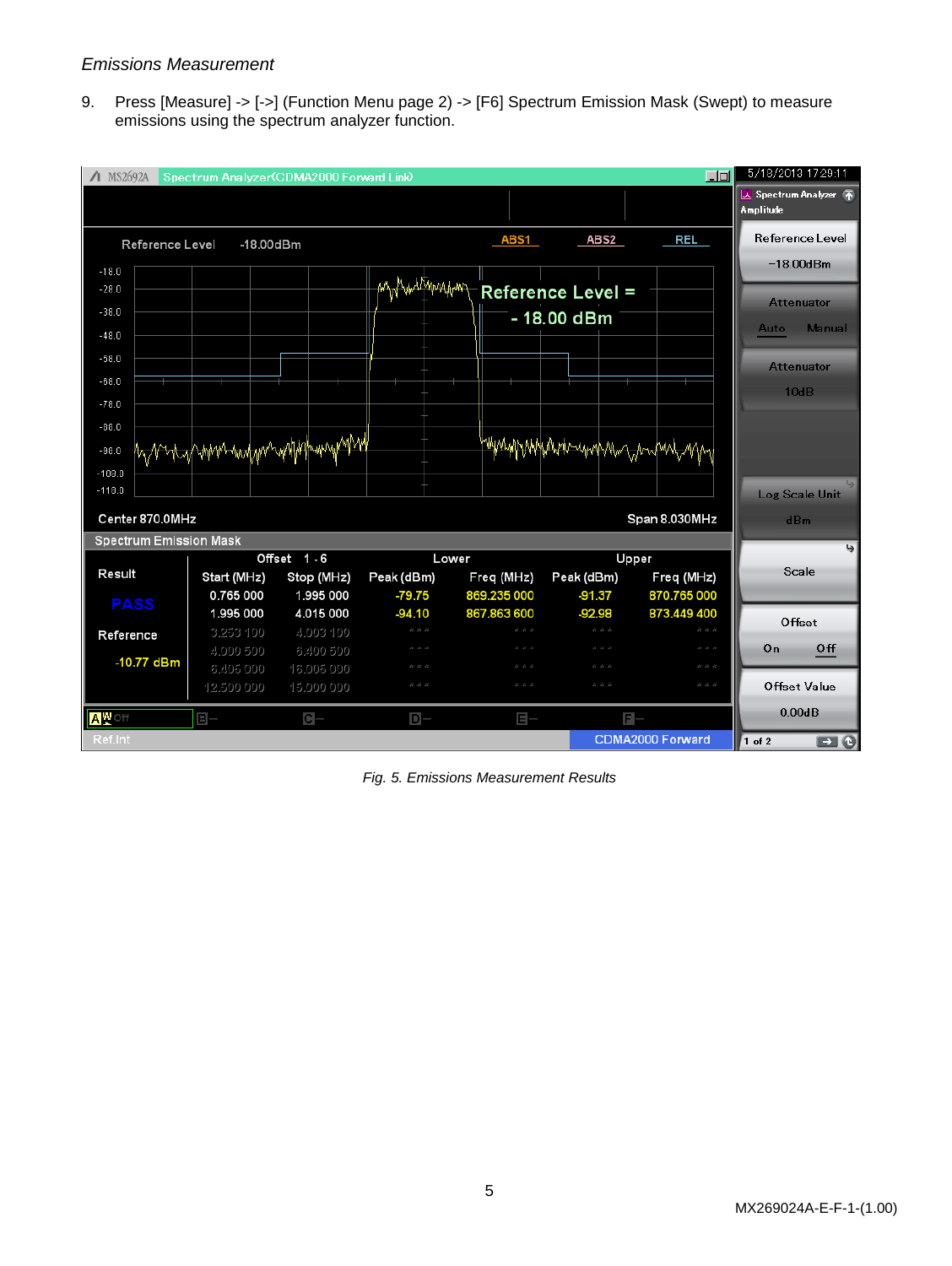*Emissions Measurement*

9. Press [Measure] -> [->] (Function Menu page 2) -> [F6] Spectrum Emission Mask (Swept) to measure emissions using the spectrum analyzer function.

*Fig. 5. Emissions Measurement Results*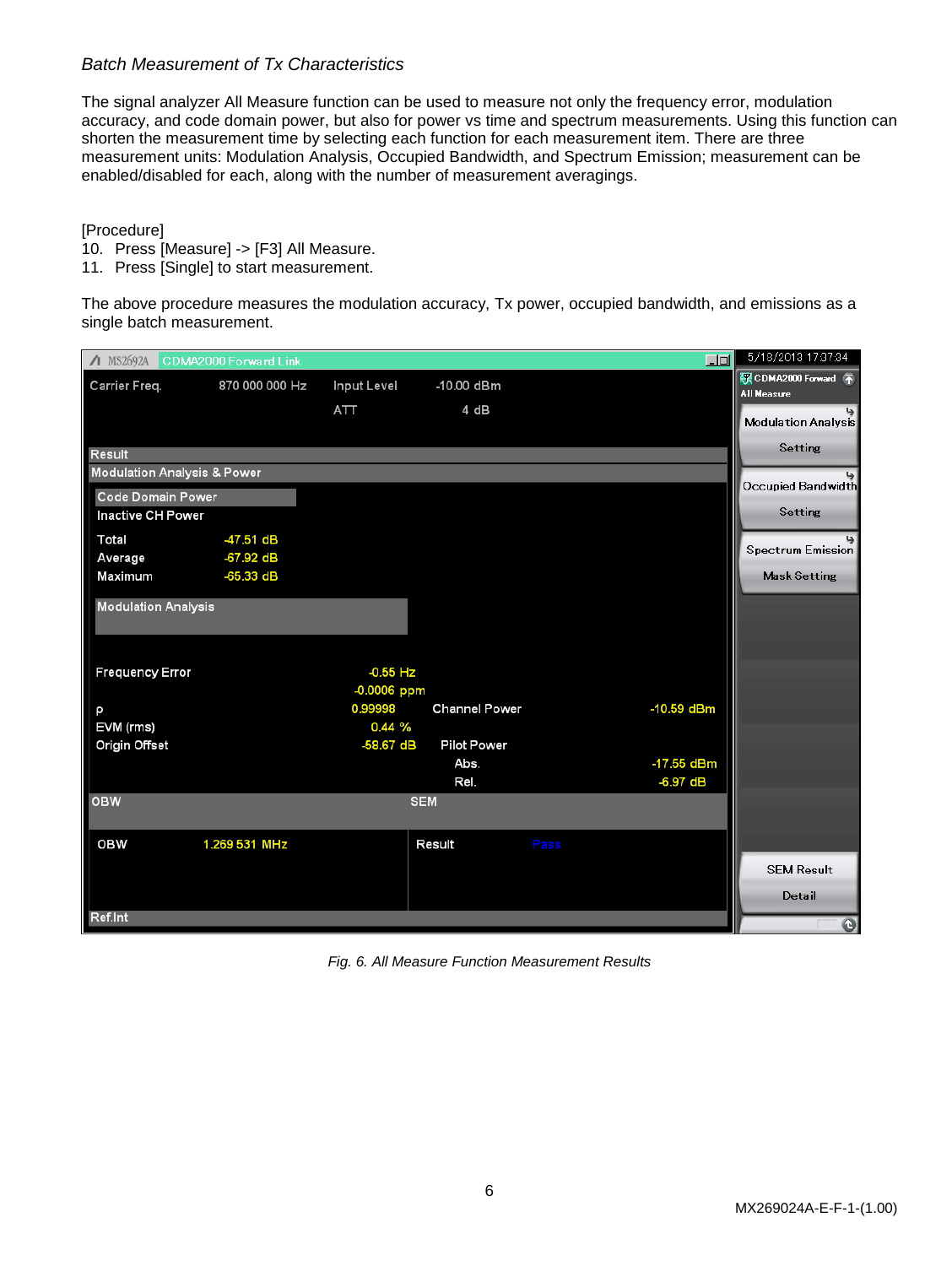*Batch Measurement of Tx Characteristics*

The signal analyzer All Measure function can be used to measure not only the frequency error, modulation accuracy, and code domain power, but also for power vs time and spectrum measurements. Using this function can shorten the measurement time by selecting each function for each measurement item. There are three measurement units: Modulation Analysis, Occupied Bandwidth, and Spectrum Emission; measurement can be enabled/disabled for each, along with the number of measurement averagings.

[Procedure]

10. Press [Measure] -> [F3] All Measure.
11. Press [Single] to start measurement.

The above procedure measures the modulation accuracy, Tx power, occupied bandwidth, and emissions as a single batch measurement.

*Fig. 6. All Measure Function Measurement Results*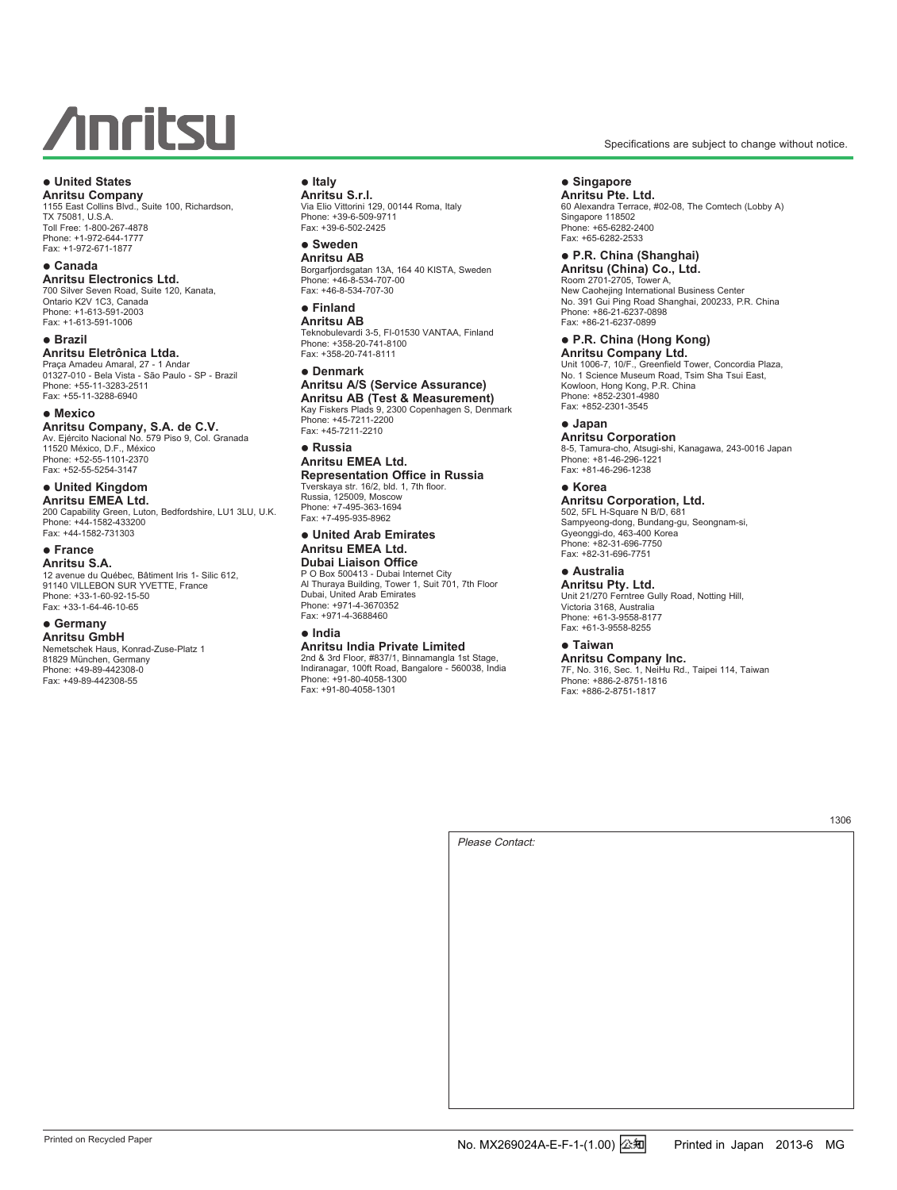# Anritsu

Specifications are subject to change without notice.

- **United States**

**Anritsu Company**
1155 East Collins Blvd., Suite 100, Richardson, TX 75081, U.S.A.
Toll Free: 1-800-267-4878
Phone: +1-972-644-1777
Fax: +1-972-671-1877

- **Canada**

**Anritsu Electronics Ltd.**
700 Silver Seven Road, Suite 120, Kanata, Ontario K2V 1C3, Canada
Phone: +1-613-591-2003
Fax: +1-613-591-1006

- **Brazil**

**Anritsu Eletrônica Ltda.**
Praça Amadeu Amaral, 27 - 1 Andar
01327-010 - Bela Vista - São Paulo - SP - Brazil
Phone: +55-11-3283-2511
Fax: +55-11-3288-6940

- **Mexico**

**Anritsu Company, S.A. de C.V.**
Av. Ejército Nacional No. 579 Piso 9, Col. Granada
11520 México, D.F., México
Phone: +52-55-1101-2370
Fax: +52-55-5254-3147

- **United Kingdom**

**Anritsu EMEA Ltd.**
200 Capability Green, Luton, Bedfordshire, LU1 3LU, U.K.
Phone: +44-1582-433200
Fax: +44-1582-731303

- **France**

**Anritsu S.A.**
12 avenue du Québec, Bâtiment Iris 1- Silic 612, 91140 VILLEBON SUR YVETTE, France
Phone: +33-1-60-92-15-50
Fax: +33-1-64-46-10-65

- **Germany**

**Anritsu GmbH**
Nemetschek Haus, Konrad-Zuse-Platz 1
81829 München, Germany
Phone: +49-89-442308-0
Fax: +49-89-442308-55

- **Italy**

**Anritsu S.r.l.**
Via Elio Vittorini 129, 00144 Roma, Italy
Phone: +39-6-509-9711
Fax: +39-6-502-2425

- **Sweden**

**Anritsu AB**
Borgarfjordsgatan 13A, 164 40 KISTA, Sweden
Phone: +46-8-534-707-00
Fax: +46-8-534-707-30

- **Finland**

**Anritsu AB**
Teknobulevardi 3-5, FI-01530 VANTAA, Finland
Phone: +358-20-741-8100
Fax: +358-20-741-8111

- **Denmark**

**Anritsu A/S (Service Assurance)**
**Anritsu AB (Test & Measurement)**
Kay Fiskers Plads 9, 2300 Copenhagen S, Denmark
Phone: +45-7211-2200
Fax: +45-7211-2210

- **Russia**

**Anritsu EMEA Ltd.**
**Representation Office in Russia**
Tverskaya str. 16/2, bld. 1, 7th floor.
Russia, 125009, Moscow
Phone: +7-495-363-1694
Fax: +7-495-935-8962

- **United Arab Emirates**

**Anritsu EMEA Ltd.**
**Dubai Liaison Office**
P O Box 500413 - Dubai Internet City
Al Thuraya Building, Tower 1, Suit 701, 7th Floor
Dubai, United Arab Emirates
Phone: +971-4-3670352
Fax: +971-4-3688460

- **India**

**Anritsu India Private Limited**
2nd & 3rd Floor, #837/1, Binnamangla 1st Stage, Indiranagar, 100ft Road, Bangalore - 560038, India
Phone: +91-80-4058-1300
Fax: +91-80-4058-1301

- **Singapore**

**Anritsu Pte. Ltd.**
60 Alexandra Terrace, #02-08, The Comtech (Lobby A)
Singapore 118502
Phone: +65-6282-2400
Fax: +65-6282-2533

- **P.R. China (Shanghai)**

**Anritsu (China) Co., Ltd.**
Room 2701-2705, Tower A,
New Caohejing International Business Center
No. 391 Gui Ping Road Shanghai, 200233, P.R. China
Phone: +86-21-6237-0898
Fax: +86-21-6237-0899

- **P.R. China (Hong Kong)**

**Anritsu Company Ltd.**
Unit 1006-7, 10/F., Greenfield Tower, Concordia Plaza,
No. 1 Science Museum Road, Tsim Sha Tsui East,
Kowloon, Hong Kong, P.R. China
Phone: +852-2301-4980
Fax: +852-2301-3545

- **Japan**

**Anritsu Corporation**
8-5, Tamura-cho, Atsugi-shi, Kanagawa, 243-0016 Japan
Phone: +81-46-296-1221
Fax: +81-46-296-1238

- **Korea**

**Anritsu Corporation, Ltd.**
502, 5FL H-Square N B/D, 681
Sampyeong-dong, Bundang-gu, Seongnam-si,
Gyeonggi-do, 463-400 Korea
Phone: +82-31-696-7750
Fax: +82-31-696-7751

- **Australia**

**Anritsu Pty. Ltd.**
Unit 21/270 Ferntree Gully Road, Notting Hill,
Victoria 3168, Australia
Phone: +61-3-9558-8177
Fax: +61-3-9558-8255

- **Taiwan**

**Anritsu Company Inc.**
7F, No. 316, Sec. 1, NeiHu Rd., Taipei 114, Taiwan
Phone: +886-2-8751-1816
Fax: +886-2-8751-1817

1306

*Please Contact:*

Printed on Recycled Paper

No. MX269024A-E-F-1-(1.00) 公知 Printed in Japan 2013-6 MG